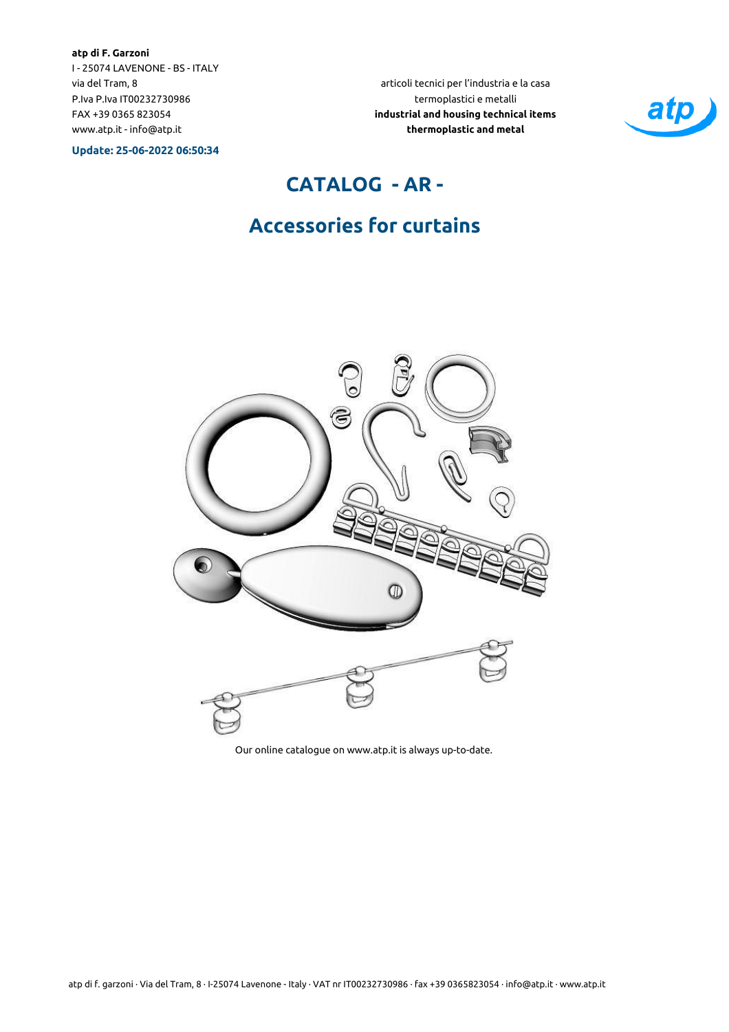**atp di F. Garzoni**
I - 25074 LAVENONE - BS - ITALY
via del Tram, 8
P.Iva P.Iva IT00232730986
FAX +39 0365 823054
www.atp.it - info@atp.it

**Update: 25-06-2022 06:50:34**

articoli tecnici per l'industria e la casa
termoplastici e metalli
**industrial and housing technical items**
**thermoplastic and metal**

# CATALOG - AR -

## Accessories for curtains

Our online catalogue on www.atp.it is always up-to-date.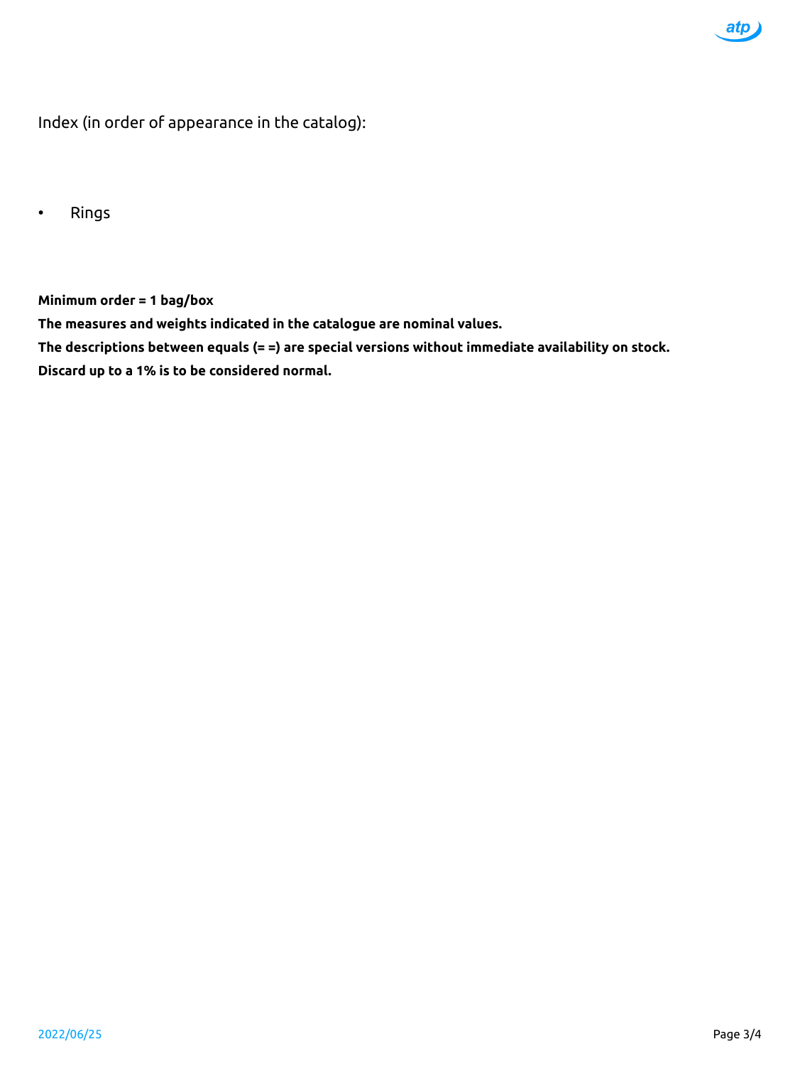Index (in order of appearance in the catalog):

- Rings

**Minimum order = 1 bag/box**

**The measures and weights indicated in the catalogue are nominal values.**

**The descriptions between equals (= =) are special versions without immediate availability on stock.**

**Discard up to a 1% is to be considered normal.**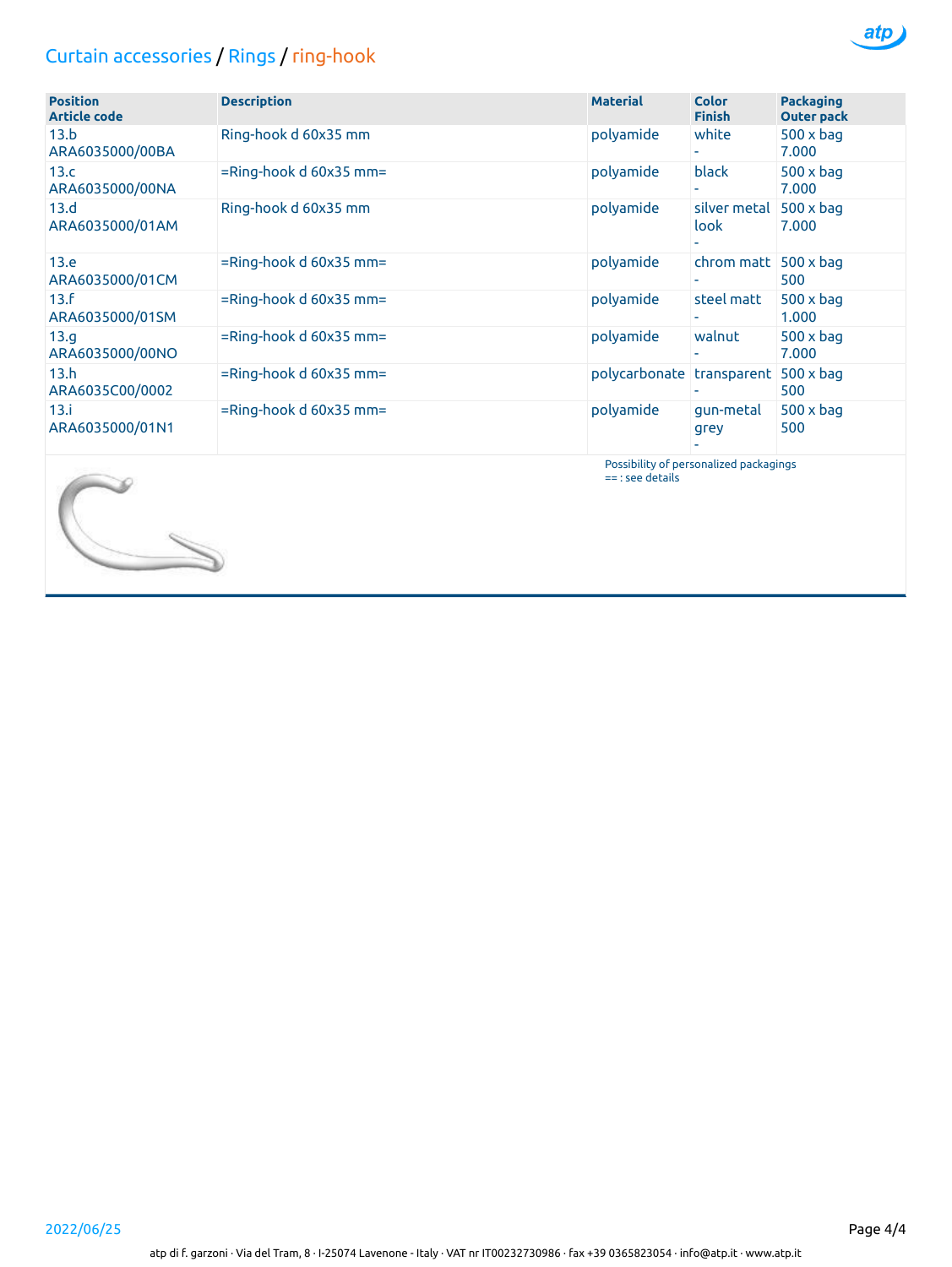Curtain accessories / Rings / ring-hook

| Position<br>Article code | Description | Material | Color<br>Finish | Packaging<br>Outer pack |
|---|---|---|---|---|
| 13.b<br>ARA6035000/00BA | Ring-hook d 60x35 mm | polyamide | white<br>- | 500 x bag<br>7.000 |
| 13.c<br>ARA6035000/00NA | =Ring-hook d 60x35 mm= | polyamide | black<br>- | 500 x bag<br>7.000 |
| 13.d<br>ARA6035000/01AM | Ring-hook d 60x35 mm | polyamide | silver metal look<br>- | 500 x bag<br>7.000 |
| 13.e<br>ARA6035000/01CM | =Ring-hook d 60x35 mm= | polyamide | chrom matt<br>- | 500 x bag<br>500 |
| 13.f<br>ARA6035000/01SM | =Ring-hook d 60x35 mm= | polyamide | steel matt<br>- | 500 x bag<br>1.000 |
| 13.g<br>ARA6035000/00NO | =Ring-hook d 60x35 mm= | polyamide | walnut<br>- | 500 x bag<br>7.000 |
| 13.h<br>ARA6035C00/0002 | =Ring-hook d 60x35 mm= | polycarbonate | transparent<br>- | 500 x bag<br>500 |
| 13.i<br>ARA6035000/01N1 | =Ring-hook d 60x35 mm= | polyamide | gun-metal grey<br>- | 500 x bag<br>500 |

Possibility of personalized packagings
== : see details

2022/06/25

atp di f. garzoni · Via del Tram, 8 · I-25074 Lavenone · Italy · VAT nr IT00232730986 · fax +39 0365823054 · info@atp.it · www.atp.it